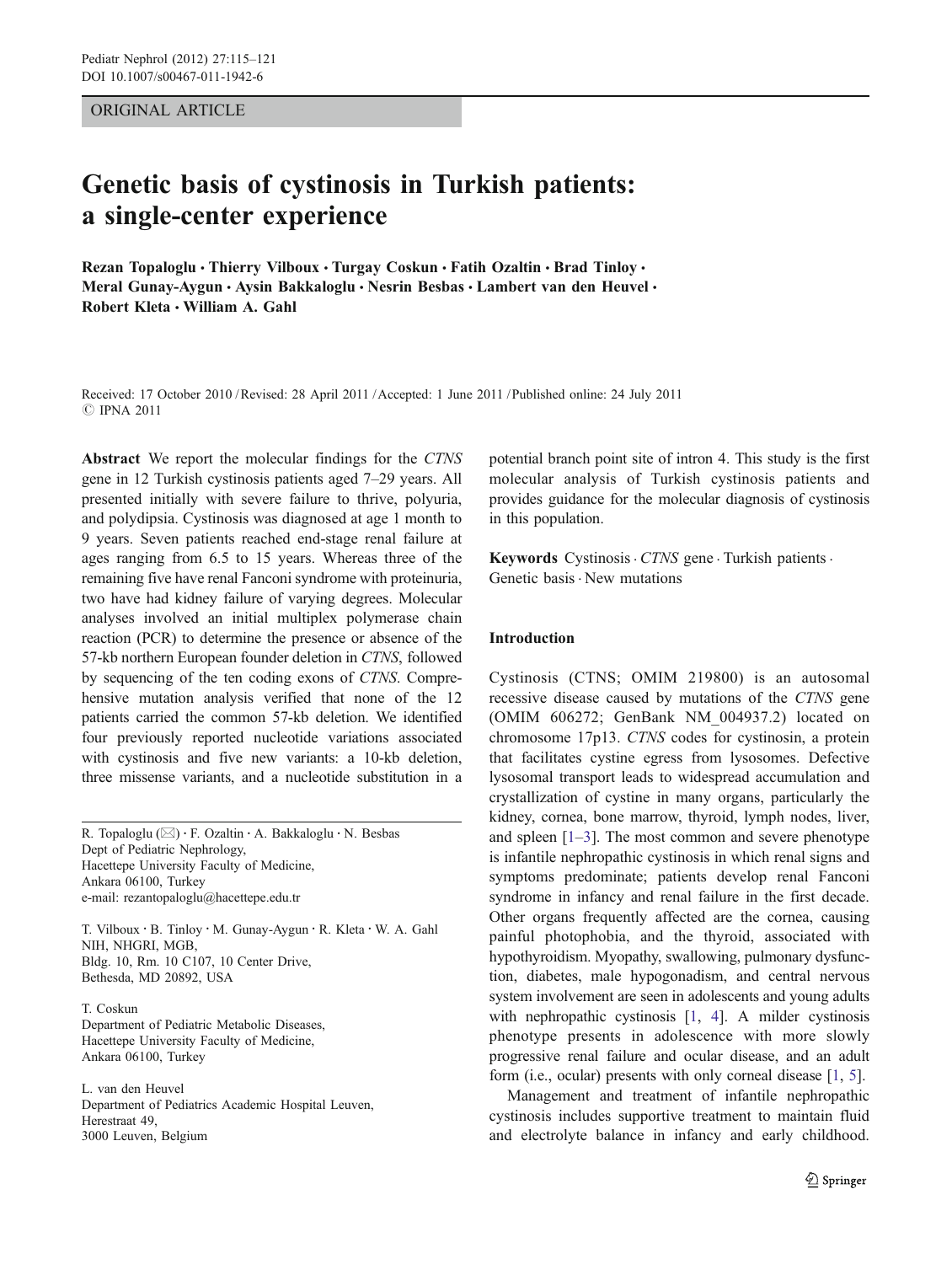ORIGINAL ARTICLE

# Genetic basis of cystinosis in Turkish patients: a single-center experience

Rezan Topaloglu · Thierry Vilboux · Turgay Coskun · Fatih Ozaltin · Brad Tinloy · Meral Gunay-Aygun · Aysin Bakkaloglu · Nesrin Besbas · Lambert van den Heuvel · Robert Kleta · William A. Gahl

Received: 17 October 2010 / Revised: 28 April 2011 / Accepted: 1 June 2011 / Published online: 24 July 2011
© IPNA 2011

**Abstract** We report the molecular findings for the *CTNS* gene in 12 Turkish cystinosis patients aged 7–29 years. All presented initially with severe failure to thrive, polyuria, and polydipsia. Cystinosis was diagnosed at age 1 month to 9 years. Seven patients reached end-stage renal failure at ages ranging from 6.5 to 15 years. Whereas three of the remaining five have renal Fanconi syndrome with proteinuria, two have had kidney failure of varying degrees. Molecular analyses involved an initial multiplex polymerase chain reaction (PCR) to determine the presence or absence of the 57-kb northern European founder deletion in *CTNS*, followed by sequencing of the ten coding exons of *CTNS*. Comprehensive mutation analysis verified that none of the 12 patients carried the common 57-kb deletion. We identified four previously reported nucleotide variations associated with cystinosis and five new variants: a 10-kb deletion, three missense variants, and a nucleotide substitution in a potential branch point site of intron 4. This study is the first molecular analysis of Turkish cystinosis patients and provides guidance for the molecular diagnosis of cystinosis in this population.

**Keywords** Cystinosis · *CTNS* gene · Turkish patients · Genetic basis · New mutations

R. Topaloglu (✉) · F. Ozaltin · A. Bakkaloglu · N. Besbas
Dept of Pediatric Nephrology,
Hacettepe University Faculty of Medicine,
Ankara 06100, Turkey
e-mail: rezantopaloglu@hacettepe.edu.tr

T. Vilboux · B. Tinloy · M. Gunay-Aygun · R. Kleta · W. A. Gahl
NIH, NHGRI, MGB,
Bldg. 10, Rm. 10 C107, 10 Center Drive,
Bethesda, MD 20892, USA

T. Coskun
Department of Pediatric Metabolic Diseases,
Hacettepe University Faculty of Medicine,
Ankara 06100, Turkey

L. van den Heuvel
Department of Pediatrics Academic Hospital Leuven,
Herestraat 49,
3000 Leuven, Belgium

## Introduction

Cystinosis (CTNS; OMIM 219800) is an autosomal recessive disease caused by mutations of the *CTNS* gene (OMIM 606272; GenBank NM_004937.2) located on chromosome 17p13. *CTNS* codes for cystinosin, a protein that facilitates cystine egress from lysosomes. Defective lysosomal transport leads to widespread accumulation and crystallization of cystine in many organs, particularly the kidney, cornea, bone marrow, thyroid, lymph nodes, liver, and spleen [1–3]. The most common and severe phenotype is infantile nephropathic cystinosis in which renal signs and symptoms predominate; patients develop renal Fanconi syndrome in infancy and renal failure in the first decade. Other organs frequently affected are the cornea, causing painful photophobia, and the thyroid, associated with hypothyroidism. Myopathy, swallowing, pulmonary dysfunction, diabetes, male hypogonadism, and central nervous system involvement are seen in adolescents and young adults with nephropathic cystinosis [1, 4]. A milder cystinosis phenotype presents in adolescence with more slowly progressive renal failure and ocular disease, and an adult form (i.e., ocular) presents with only corneal disease [1, 5].

Management and treatment of infantile nephropathic cystinosis includes supportive treatment to maintain fluid and electrolyte balance in infancy and early childhood.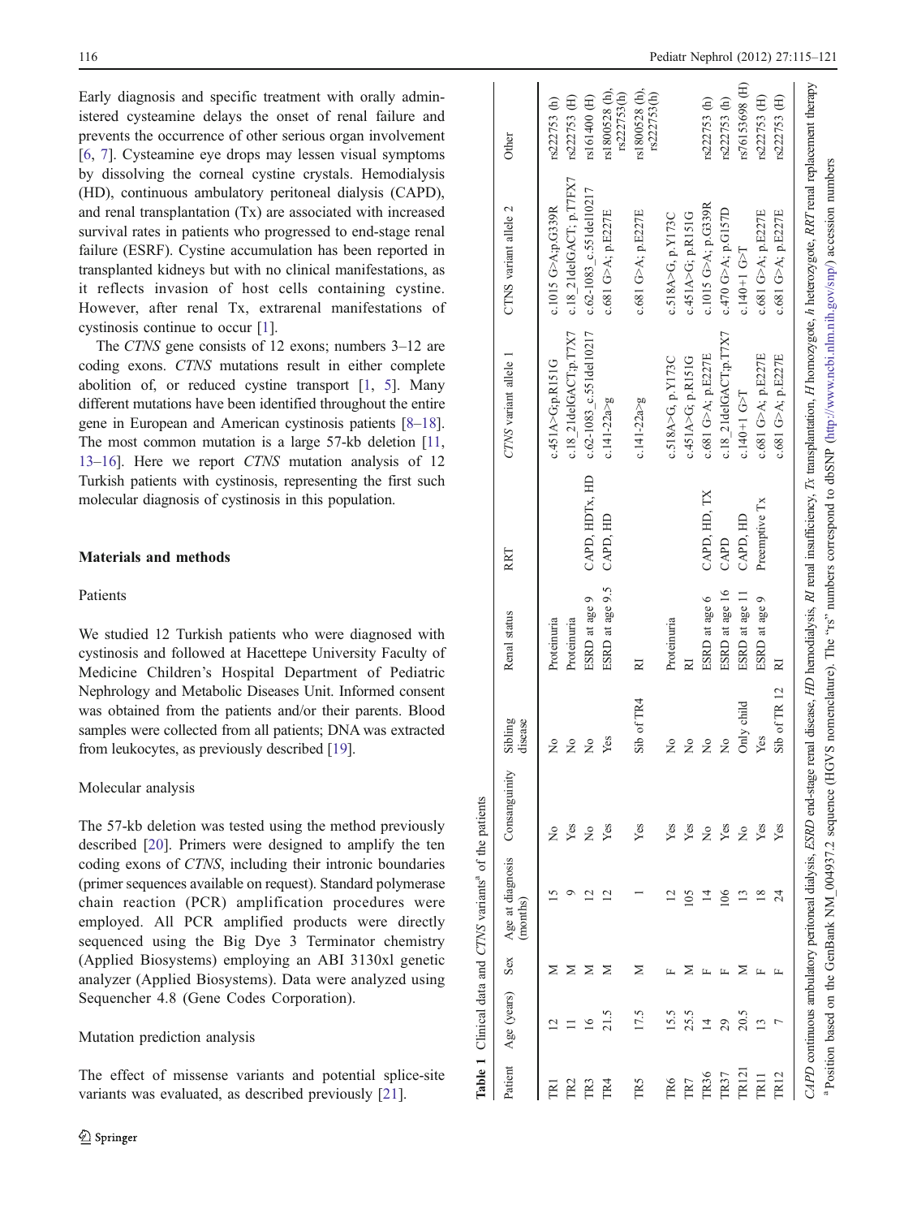Early diagnosis and specific treatment with orally administered cysteamine delays the onset of renal failure and prevents the occurrence of other serious organ involvement [6, 7]. Cysteamine eye drops may lessen visual symptoms by dissolving the corneal cystine crystals. Hemodialysis (HD), continuous ambulatory peritoneal dialysis (CAPD), and renal transplantation (Tx) are associated with increased survival rates in patients who progressed to end-stage renal failure (ESRF). Cystine accumulation has been reported in transplanted kidneys but with no clinical manifestations, as it reflects invasion of host cells containing cystine. However, after renal Tx, extrarenal manifestations of cystinosis continue to occur [1].

The *CTNS* gene consists of 12 exons; numbers 3–12 are coding exons. *CTNS* mutations result in either complete abolition of, or reduced cystine transport [1, 5]. Many different mutations have been identified throughout the entire gene in European and American cystinosis patients [8–18]. The most common mutation is a large 57-kb deletion [11, 13–16]. Here we report *CTNS* mutation analysis of 12 Turkish patients with cystinosis, representing the first such molecular diagnosis of cystinosis in this population.

## Materials and methods

### Patients

We studied 12 Turkish patients who were diagnosed with cystinosis and followed at Hacettepe University Faculty of Medicine Children's Hospital Department of Pediatric Nephrology and Metabolic Diseases Unit. Informed consent was obtained from the patients and/or their parents. Blood samples were collected from all patients; DNA was extracted from leukocytes, as previously described [19].

### Molecular analysis

The 57-kb deletion was tested using the method previously described [20]. Primers were designed to amplify the ten coding exons of *CTNS*, including their intronic boundaries (primer sequences available on request). Standard polymerase chain reaction (PCR) amplification procedures were employed. All PCR amplified products were directly sequenced using the Big Dye 3 Terminator chemistry (Applied Biosystems) employing an ABI 3130xl genetic analyzer (Applied Biosystems). Data were analyzed using Sequencher 4.8 (Gene Codes Corporation).

### Mutation prediction analysis

The effect of missense variants and potential splice-site variants was evaluated, as described previously [21].

**Table 1** Clinical data and *CTNS* variants[a] of the patients

| Patient | Age (years) | Sex | Age at diagnosis (months) | Consanguinity | Sibling disease | Renal status | RRT | *CTNS* variant allele 1 | CTNS variant allele 2 | Other |
|---|---|---|---|---|---|---|---|---|---|---|
| TR1 | 12 | M | 15 | No | No | Proteinuria | | c.451A>G;p.R151G | c.1015 G>A;p.G339R | rs222753 (h) |
| TR2 | 11 | M | 9 | Yes | No | Proteinuria | | c.18_21delGACT;p.T7FX7 | c.18_21delGACT; p.T7FX7 | rs222753 (H) |
| TR3 | 16 | M | 12 | No | No | ESRD at age 9 | CAPD, HDTx, HD | c.62-1083_c.551del10217 | c.62-1083_c.551del10217 | rs161400 (H) |
| TR4 | 21.5 | M | 12 | Yes | Yes | ESRD at age 9.5 | CAPD, HD | c.141-22a>g | c.681 G>A; p.E227E | rs1800528 (h), rs222753(h) |
| TR5 | 17.5 | M | 1 | Yes | Sib of TR4 | RI | | c.141-22a>g | c.681 G>A; p.E227E | rs1800528 (h), rs222753(h) |
| TR6 | 15.5 | F | 12 | Yes | No | Proteinuria | | c.518A>G, p.Y173C | c.518A>G, p.Y173C | |
| TR7 | 25.5 | M | 105 | Yes | No | RI | | c.451A>G; p.R151G | c.451A>G; p.R151G | |
| TR36 | 14 | F | 14 | No | No | ESRD at age 6 | CAPD, HD, TX | c.681 G>A; p.E227E | c.1015 G>A; p.G339R | rs222753 (h) |
| TR37 | 29 | F | 106 | Yes | No | ESRD at age 16 | CAPD | c.18_21delGACT;p.T7X7 | c.470 G>A; p.G157D | rs222753 (h) |
| TR121 | 20.5 | M | 13 | No | Only child | ESRD at age 11 | CAPD, HD | c.140+1 G>T | c.140+1 G>T | rs76153698 (H) |
| TR11 | 13 | F | 18 | Yes | Yes | ESRD at age 9 | Preemptive Tx | c.681 G>A; p.E227E | c.681 G>A; p.E227E | rs222753 (H) |
| TR12 | 7 | F | 24 | Yes | Sib of TR 12 | RI | | c.681 G>A; p.E227E | c.681 G>A; p.E227E | rs222753 (H) |

*CAPD* continuous ambulatory peritoneal dialysis, *ESRD* end-stage renal disease, *HD* hemodialysis, *RI* renal insufficiency, *Tx* transplantation, *H* homozygote, *h* heterozygote, *RRT* renal replacement therapy

[a] Position based on the GenBank NM_004937.2 sequence (HGVS nomenclature). The "rs" numbers correspond to dbSNP (http://www.ncbi.nlm.nih.gov/snp/) accession numbers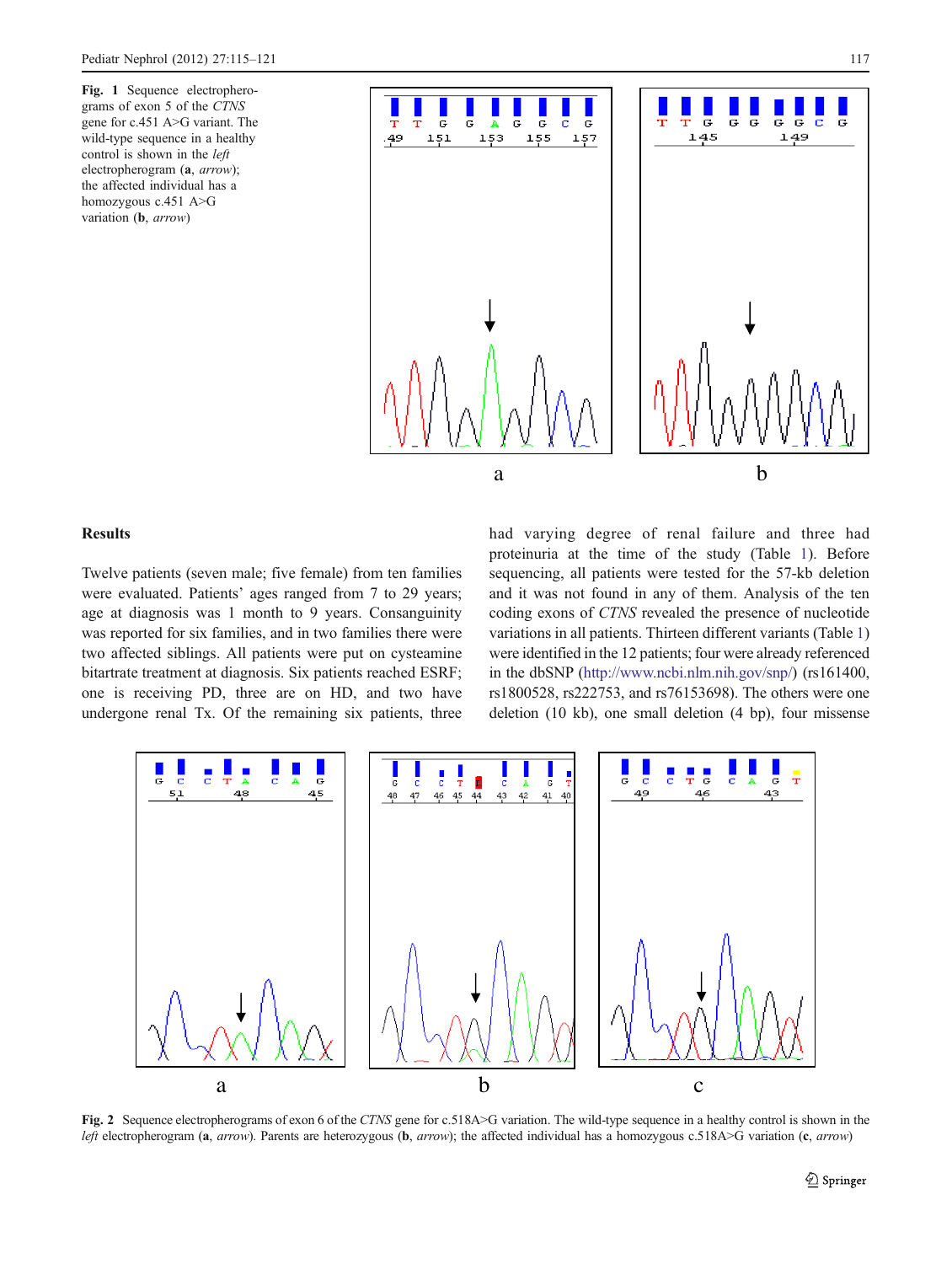**Fig. 1** Sequence electropherograms of exon 5 of the *CTNS* gene for c.451 A>G variant. The wild-type sequence in a healthy control is shown in the *left* electropherogram (**a**, *arrow*); the affected individual has a homozygous c.451 A>G variation (**b**, *arrow*)

## Results

Twelve patients (seven male; five female) from ten families were evaluated. Patients' ages ranged from 7 to 29 years; age at diagnosis was 1 month to 9 years. Consanguinity was reported for six families, and in two families there were two affected siblings. All patients were put on cysteamine bitartrate treatment at diagnosis. Six patients reached ESRF; one is receiving PD, three are on HD, and two have undergone renal Tx. Of the remaining six patients, three had varying degree of renal failure and three had proteinuria at the time of the study (Table 1). Before sequencing, all patients were tested for the 57-kb deletion and it was not found in any of them. Analysis of the ten coding exons of *CTNS* revealed the presence of nucleotide variations in all patients. Thirteen different variants (Table 1) were identified in the 12 patients; four were already referenced in the dbSNP (http://www.ncbi.nlm.nih.gov/snp/) (rs161400, rs1800528, rs222753, and rs76153698). The others were one deletion (10 kb), one small deletion (4 bp), four missense

**Fig. 2** Sequence electropherograms of exon 6 of the *CTNS* gene for c.518A>G variation. The wild-type sequence in a healthy control is shown in the *left* electropherogram (**a**, *arrow*). Parents are heterozygous (**b**, *arrow*); the affected individual has a homozygous c.518A>G variation (**c**, *arrow*)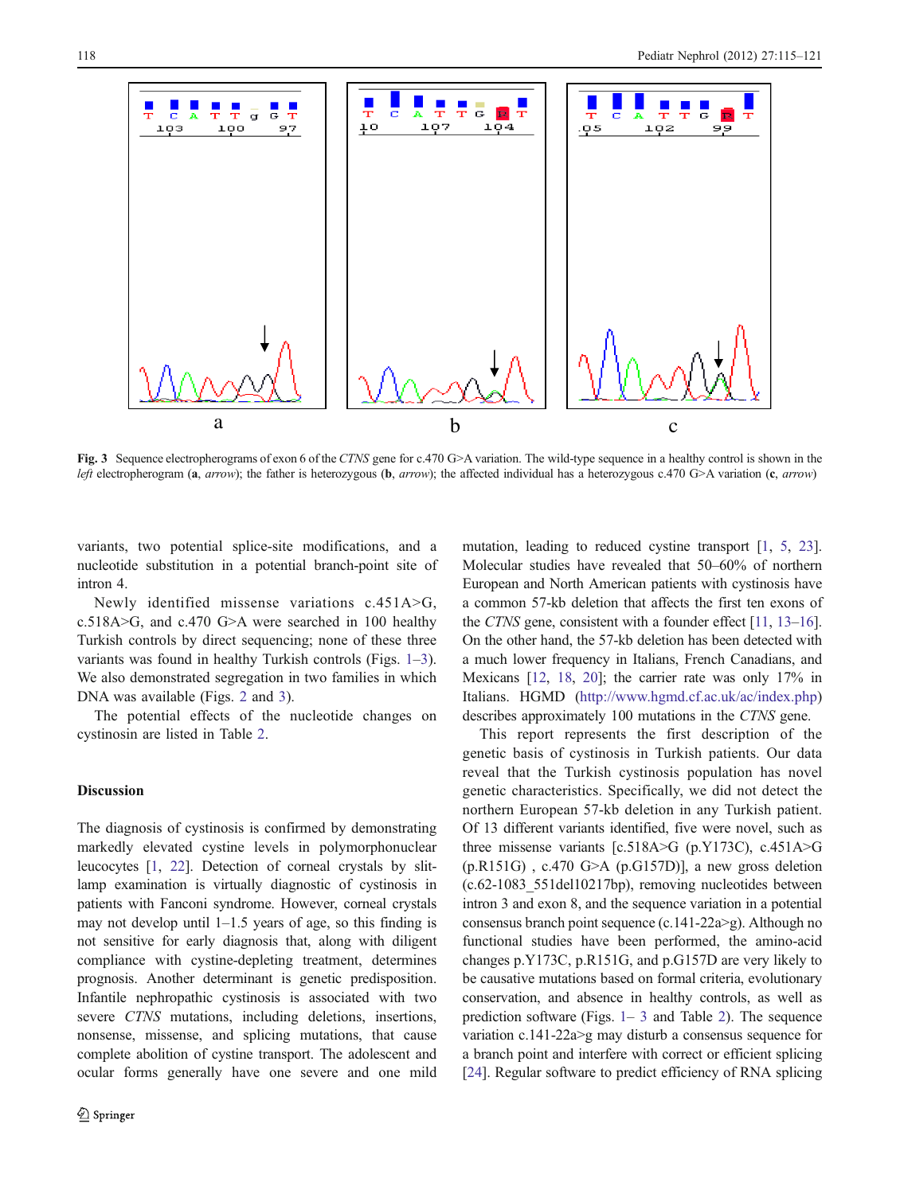**Fig. 3** Sequence electropherograms of exon 6 of the *CTNS* gene for c.470 G>A variation. The wild-type sequence in a healthy control is shown in the *left* electropherogram (**a**, *arrow*); the father is heterozygous (**b**, *arrow*); the affected individual has a heterozygous c.470 G>A variation (**c**, *arrow*)

variants, two potential splice-site modifications, and a nucleotide substitution in a potential branch-point site of intron 4.

Newly identified missense variations c.451A>G, c.518A>G, and c.470 G>A were searched in 100 healthy Turkish controls by direct sequencing; none of these three variants was found in healthy Turkish controls (Figs. 1–3). We also demonstrated segregation in two families in which DNA was available (Figs. 2 and 3).

The potential effects of the nucleotide changes on cystinosin are listed in Table 2.

## Discussion

The diagnosis of cystinosis is confirmed by demonstrating markedly elevated cystine levels in polymorphonuclear leucocytes [1, 22]. Detection of corneal crystals by slit-lamp examination is virtually diagnostic of cystinosis in patients with Fanconi syndrome. However, corneal crystals may not develop until 1–1.5 years of age, so this finding is not sensitive for early diagnosis that, along with diligent compliance with cystine-depleting treatment, determines prognosis. Another determinant is genetic predisposition. Infantile nephropathic cystinosis is associated with two severe *CTNS* mutations, including deletions, insertions, nonsense, missense, and splicing mutations, that cause complete abolition of cystine transport. The adolescent and ocular forms generally have one severe and one mild mutation, leading to reduced cystine transport [1, 5, 23]. Molecular studies have revealed that 50–60% of northern European and North American patients with cystinosis have a common 57-kb deletion that affects the first ten exons of the *CTNS* gene, consistent with a founder effect [11, 13–16]. On the other hand, the 57-kb deletion has been detected with a much lower frequency in Italians, French Canadians, and Mexicans [12, 18, 20]; the carrier rate was only 17% in Italians. HGMD (http://www.hgmd.cf.ac.uk/ac/index.php) describes approximately 100 mutations in the *CTNS* gene.

This report represents the first description of the genetic basis of cystinosis in Turkish patients. Our data reveal that the Turkish cystinosis population has novel genetic characteristics. Specifically, we did not detect the northern European 57-kb deletion in any Turkish patient. Of 13 different variants identified, five were novel, such as three missense variants [c.518A>G (p.Y173C), c.451A>G (p.R151G) , c.470 G>A (p.G157D)], a new gross deletion (c.62-1083_551del10217bp), removing nucleotides between intron 3 and exon 8, and the sequence variation in a potential consensus branch point sequence (c.141-22a>g). Although no functional studies have been performed, the amino-acid changes p.Y173C, p.R151G, and p.G157D are very likely to be causative mutations based on formal criteria, evolutionary conservation, and absence in healthy controls, as well as prediction software (Figs. 1– 3 and Table 2). The sequence variation c.141-22a>g may disturb a consensus sequence for a branch point and interfere with correct or efficient splicing [24]. Regular software to predict efficiency of RNA splicing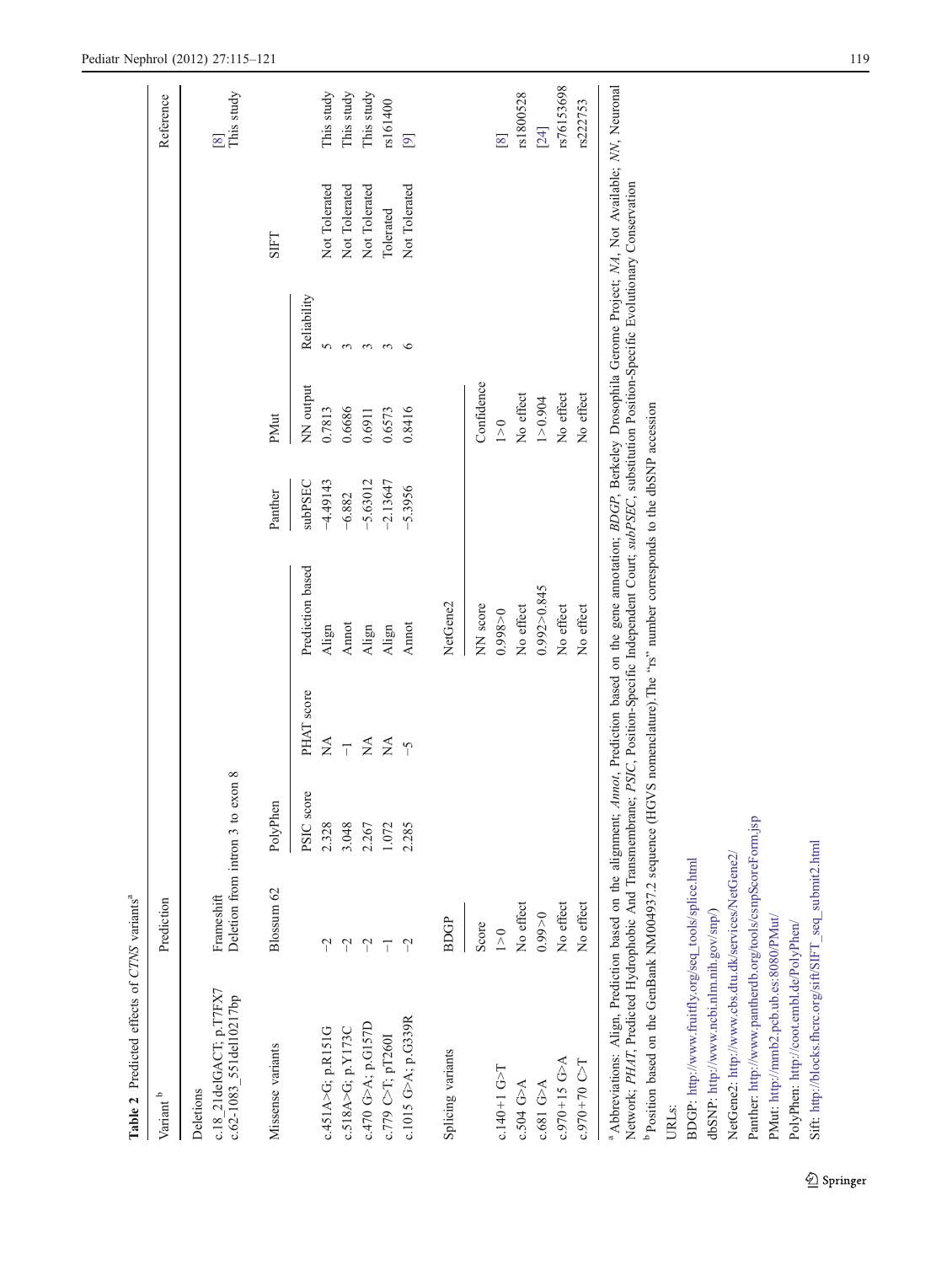Table 2 Predicted effects of *CTNS* variants[a]

| Variant [b] | Prediction | | | | | | | Reference |
|---|---|---|---|---|---|---|---|---|
| Deletions | | | | | | | | |
| c.18_21delGACT; p.T7FX7 | Frameshift | | | | | | | [8] |
| c.62-1083_551del10217bp | Deletion from intron 3 to exon 8 | | | | | | | This study |
| Missense variants | Blossum 62 | PolyPhen | | Panther | PMut | | SIFT | |
| | | PSIC score | PHAT score | Prediction based | subPSEC | NN output | Reliability | | |
| c.451A>G; p.R151G | −2 | 2.328 | NA | Align | −4.49143 | 0.7813 | 5 | Not Tolerated | This study |
| c.518A>G; p.Y173C | −2 | 3.048 | −1 | Annot | −6.882 | 0.6686 | 3 | Not Tolerated | This study |
| c.470 G>A; p.G157D | −2 | 2.267 | NA | Align | −5.63012 | 0.6911 | 3 | Not Tolerated | This study |
| c.779 C>T; pT260I | −1 | 1.072 | NA | Align | −2.13647 | 0.6573 | 3 | Tolerated | rs161400 |
| c.1015 G>A; p.G339R | −2 | 2.285 | −5 | Annot | −5.3956 | 0.8416 | 6 | Not Tolerated | [9] |
| Splicing variants | BDGP | | | NetGene2 | | | | | |
| | Score | | | NN score | | Confidence | | | |
| c.140+1 G>T | 1>0 | | | 0.998>0 | | 1>0 | | | [8] |
| c.504 G>A | No effect | | | No effect | | No effect | | | rs1800528 |
| c.681 G>A | 0.99>0 | | | 0.992>0.845 | | 1>0.904 | | | [24] |
| c.970+15 G>A | No effect | | | No effect | | No effect | | | rs76153698 |
| c.970+70 C>T | No effect | | | No effect | | No effect | | | rs222753 |

[a] Abbreviations: Align, Prediction based on the alignment; *Annot*, Prediction based on the gene annotation; *BDGP*, Berkeley Drosophila Genome Project; *NA*, Not Available; *NN*, Neuronal Network; *PHAT*, Predicted Hydrophobic And Transmembrane; *PSIC*, Position-Specific Independent Court; *subPSEC*, substitution Position-Specific Evolutionary Conservation

[b] Position based on the GenBank NM004937.2 sequence (HGVS nomenclature).The "rs" number corresponds to the dbSNP accession

URLs:

BDGP: http://www.fruitfly.org/seq_tools/splice.html

dbSNP: http://www.ncbi.nlm.nih.gov/snp/)

NetGene2: http://www.cbs.dtu.dk/services/NetGene2/

Panther: http://www.pantherdb.org/tools/csnpScoreForm.jsp

PMut: http://mmb2.pcb.ub.es:8080/PMut/

PolyPhen: http://coot.embl.de/PolyPhen/

Sift: http://blocks.fhcrc.org/sift/SIFT_seq_submit2.html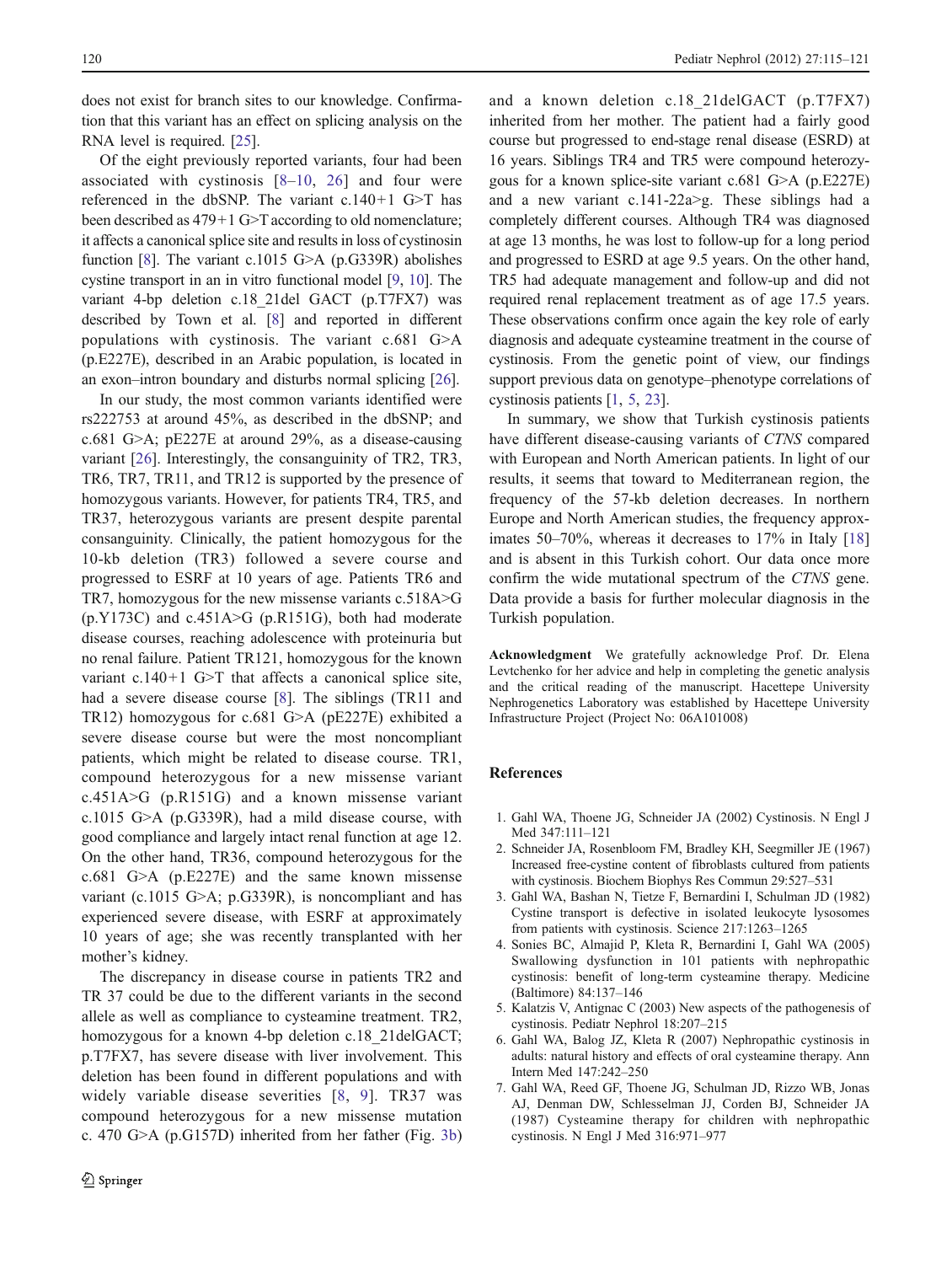does not exist for branch sites to our knowledge. Confirmation that this variant has an effect on splicing analysis on the RNA level is required. [25].

Of the eight previously reported variants, four had been associated with cystinosis [8–10, 26] and four were referenced in the dbSNP. The variant c.140+1 G>T has been described as 479+1 G>T according to old nomenclature; it affects a canonical splice site and results in loss of cystinosin function [8]. The variant c.1015 G>A (p.G339R) abolishes cystine transport in an in vitro functional model [9, 10]. The variant 4-bp deletion c.18_21del GACT (p.T7FX7) was described by Town et al. [8] and reported in different populations with cystinosis. The variant c.681 G>A (p.E227E), described in an Arabic population, is located in an exon–intron boundary and disturbs normal splicing [26].

In our study, the most common variants identified were rs222753 at around 45%, as described in the dbSNP; and c.681 G>A; pE227E at around 29%, as a disease-causing variant [26]. Interestingly, the consanguinity of TR2, TR3, TR6, TR7, TR11, and TR12 is supported by the presence of homozygous variants. However, for patients TR4, TR5, and TR37, heterozygous variants are present despite parental consanguinity. Clinically, the patient homozygous for the 10-kb deletion (TR3) followed a severe course and progressed to ESRF at 10 years of age. Patients TR6 and TR7, homozygous for the new missense variants c.518A>G (p.Y173C) and c.451A>G (p.R151G), both had moderate disease courses, reaching adolescence with proteinuria but no renal failure. Patient TR121, homozygous for the known variant c.140+1 G>T that affects a canonical splice site, had a severe disease course [8]. The siblings (TR11 and TR12) homozygous for c.681 G>A (pE227E) exhibited a severe disease course but were the most noncompliant patients, which might be related to disease course. TR1, compound heterozygous for a new missense variant c.451A>G (p.R151G) and a known missense variant c.1015 G>A (p.G339R), had a mild disease course, with good compliance and largely intact renal function at age 12. On the other hand, TR36, compound heterozygous for the c.681 G>A (p.E227E) and the same known missense variant (c.1015 G>A; p.G339R), is noncompliant and has experienced severe disease, with ESRF at approximately 10 years of age; she was recently transplanted with her mother's kidney.

The discrepancy in disease course in patients TR2 and TR 37 could be due to the different variants in the second allele as well as compliance to cysteamine treatment. TR2, homozygous for a known 4-bp deletion c.18_21delGACT; p.T7FX7, has severe disease with liver involvement. This deletion has been found in different populations and with widely variable disease severities [8, 9]. TR37 was compound heterozygous for a new missense mutation c. 470 G>A (p.G157D) inherited from her father (Fig. 3b) and a known deletion c.18_21delGACT (p.T7FX7) inherited from her mother. The patient had a fairly good course but progressed to end-stage renal disease (ESRD) at 16 years. Siblings TR4 and TR5 were compound heterozygous for a known splice-site variant c.681 G>A (p.E227E) and a new variant c.141-22a>g. These siblings had a completely different courses. Although TR4 was diagnosed at age 13 months, he was lost to follow-up for a long period and progressed to ESRD at age 9.5 years. On the other hand, TR5 had adequate management and follow-up and did not required renal replacement treatment as of age 17.5 years. These observations confirm once again the key role of early diagnosis and adequate cysteamine treatment in the course of cystinosis. From the genetic point of view, our findings support previous data on genotype–phenotype correlations of cystinosis patients [1, 5, 23].

In summary, we show that Turkish cystinosis patients have different disease-causing variants of *CTNS* compared with European and North American patients. In light of our results, it seems that toward to Mediterranean region, the frequency of the 57-kb deletion decreases. In northern Europe and North American studies, the frequency approximates 50–70%, whereas it decreases to 17% in Italy [18] and is absent in this Turkish cohort. Our data once more confirm the wide mutational spectrum of the *CTNS* gene. Data provide a basis for further molecular diagnosis in the Turkish population.

**Acknowledgment** We gratefully acknowledge Prof. Dr. Elena Levtchenko for her advice and help in completing the genetic analysis and the critical reading of the manuscript. Hacettepe University Nephrogenetics Laboratory was established by Hacettepe University Infrastructure Project (Project No: 06A101008)

## References

1. Gahl WA, Thoene JG, Schneider JA (2002) Cystinosis. N Engl J Med 347:111–121
2. Schneider JA, Rosenbloom FM, Bradley KH, Seegmiller JE (1967) Increased free-cystine content of fibroblasts cultured from patients with cystinosis. Biochem Biophys Res Commun 29:527–531
3. Gahl WA, Bashan N, Tietze F, Bernardini I, Schulman JD (1982) Cystine transport is defective in isolated leukocyte lysosomes from patients with cystinosis. Science 217:1263–1265
4. Sonies BC, Almajid P, Kleta R, Bernardini I, Gahl WA (2005) Swallowing dysfunction in 101 patients with nephropathic cystinosis: benefit of long-term cysteamine therapy. Medicine (Baltimore) 84:137–146
5. Kalatzis V, Antignac C (2003) New aspects of the pathogenesis of cystinosis. Pediatr Nephrol 18:207–215
6. Gahl WA, Balog JZ, Kleta R (2007) Nephropathic cystinosis in adults: natural history and effects of oral cysteamine therapy. Ann Intern Med 147:242–250
7. Gahl WA, Reed GF, Thoene JG, Schulman JD, Rizzo WB, Jonas AJ, Denman DW, Schlesselman JJ, Corden BJ, Schneider JA (1987) Cysteamine therapy for children with nephropathic cystinosis. N Engl J Med 316:971–977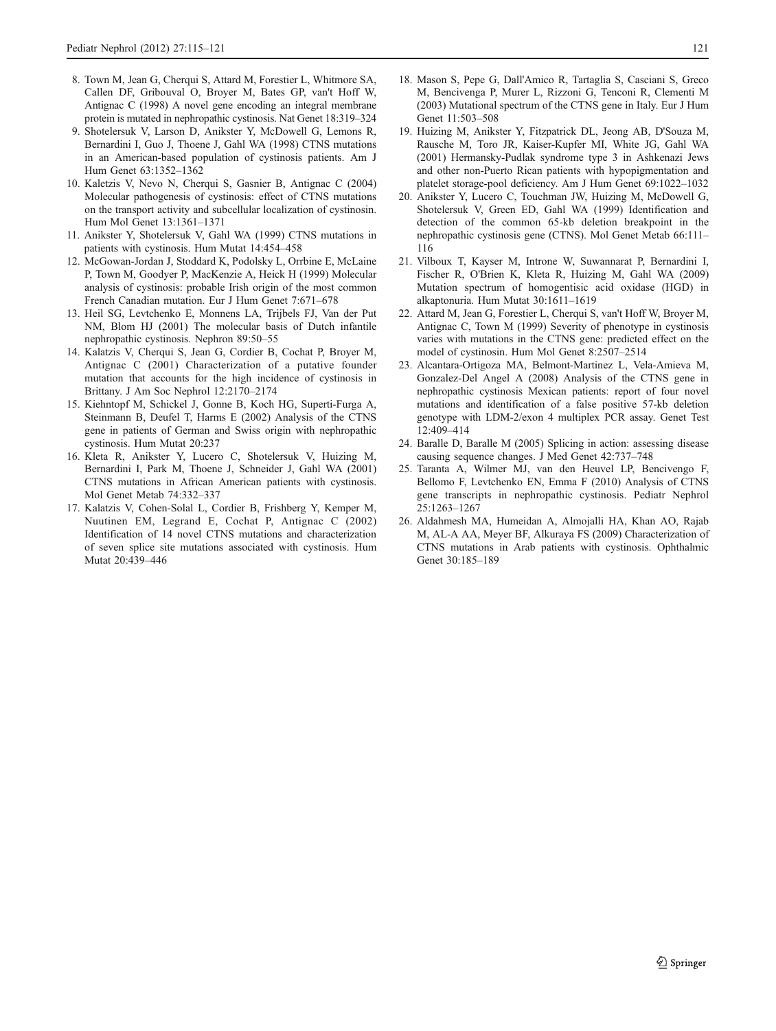8. Town M, Jean G, Cherqui S, Attard M, Forestier L, Whitmore SA, Callen DF, Gribouval O, Broyer M, Bates GP, van't Hoff W, Antignac C (1998) A novel gene encoding an integral membrane protein is mutated in nephropathic cystinosis. Nat Genet 18:319–324
9. Shotelersuk V, Larson D, Anikster Y, McDowell G, Lemons R, Bernardini I, Guo J, Thoene J, Gahl WA (1998) CTNS mutations in an American-based population of cystinosis patients. Am J Hum Genet 63:1352–1362
10. Kaletzis V, Nevo N, Cherqui S, Gasnier B, Antignac C (2004) Molecular pathogenesis of cystinosis: effect of CTNS mutations on the transport activity and subcellular localization of cystinosin. Hum Mol Genet 13:1361–1371
11. Anikster Y, Shotelersuk V, Gahl WA (1999) CTNS mutations in patients with cystinosis. Hum Mutat 14:454–458
12. McGowan-Jordan J, Stoddard K, Podolsky L, Orrbine E, McLaine P, Town M, Goodyer P, MacKenzie A, Heick H (1999) Molecular analysis of cystinosis: probable Irish origin of the most common French Canadian mutation. Eur J Hum Genet 7:671–678
13. Heil SG, Levtchenko E, Monnens LA, Trijbels FJ, Van der Put NM, Blom HJ (2001) The molecular basis of Dutch infantile nephropathic cystinosis. Nephron 89:50–55
14. Kalatzis V, Cherqui S, Jean G, Cordier B, Cochat P, Broyer M, Antignac C (2001) Characterization of a putative founder mutation that accounts for the high incidence of cystinosis in Brittany. J Am Soc Nephrol 12:2170–2174
15. Kiehntopf M, Schickel J, Gonne B, Koch HG, Superti-Furga A, Steinmann B, Deufel T, Harms E (2002) Analysis of the CTNS gene in patients of German and Swiss origin with nephropathic cystinosis. Hum Mutat 20:237
16. Kleta R, Anikster Y, Lucero C, Shotelersuk V, Huizing M, Bernardini I, Park M, Thoene J, Schneider J, Gahl WA (2001) CTNS mutations in African American patients with cystinosis. Mol Genet Metab 74:332–337
17. Kalatzis V, Cohen-Solal L, Cordier B, Frishberg Y, Kemper M, Nuutinen EM, Legrand E, Cochat P, Antignac C (2002) Identification of 14 novel CTNS mutations and characterization of seven splice site mutations associated with cystinosis. Hum Mutat 20:439–446
18. Mason S, Pepe G, Dall'Amico R, Tartaglia S, Casciani S, Greco M, Bencivenga P, Murer L, Rizzoni G, Tenconi R, Clementi M (2003) Mutational spectrum of the CTNS gene in Italy. Eur J Hum Genet 11:503–508
19. Huizing M, Anikster Y, Fitzpatrick DL, Jeong AB, D'Souza M, Rausche M, Toro JR, Kaiser-Kupfer MI, White JG, Gahl WA (2001) Hermansky-Pudlak syndrome type 3 in Ashkenazi Jews and other non-Puerto Rican patients with hypopigmentation and platelet storage-pool deficiency. Am J Hum Genet 69:1022–1032
20. Anikster Y, Lucero C, Touchman JW, Huizing M, McDowell G, Shotelersuk V, Green ED, Gahl WA (1999) Identification and detection of the common 65-kb deletion breakpoint in the nephropathic cystinosis gene (CTNS). Mol Genet Metab 66:111–116
21. Vilboux T, Kayser M, Introne W, Suwannarat P, Bernardini I, Fischer R, O'Brien K, Kleta R, Huizing M, Gahl WA (2009) Mutation spectrum of homogentisic acid oxidase (HGD) in alkaptonuria. Hum Mutat 30:1611–1619
22. Attard M, Jean G, Forestier L, Cherqui S, van't Hoff W, Broyer M, Antignac C, Town M (1999) Severity of phenotype in cystinosis varies with mutations in the CTNS gene: predicted effect on the model of cystinosin. Hum Mol Genet 8:2507–2514
23. Alcantara-Ortigoza MA, Belmont-Martinez L, Vela-Amieva M, Gonzalez-Del Angel A (2008) Analysis of the CTNS gene in nephropathic cystinosis Mexican patients: report of four novel mutations and identification of a false positive 57-kb deletion genotype with LDM-2/exon 4 multiplex PCR assay. Genet Test 12:409–414
24. Baralle D, Baralle M (2005) Splicing in action: assessing disease causing sequence changes. J Med Genet 42:737–748
25. Taranta A, Wilmer MJ, van den Heuvel LP, Bencivengo F, Bellomo F, Levtchenko EN, Emma F (2010) Analysis of CTNS gene transcripts in nephropathic cystinosis. Pediatr Nephrol 25:1263–1267
26. Aldahmesh MA, Humeidan A, Almojalli HA, Khan AO, Rajab M, AL-A AA, Meyer BF, Alkuraya FS (2009) Characterization of CTNS mutations in Arab patients with cystinosis. Ophthalmic Genet 30:185–189